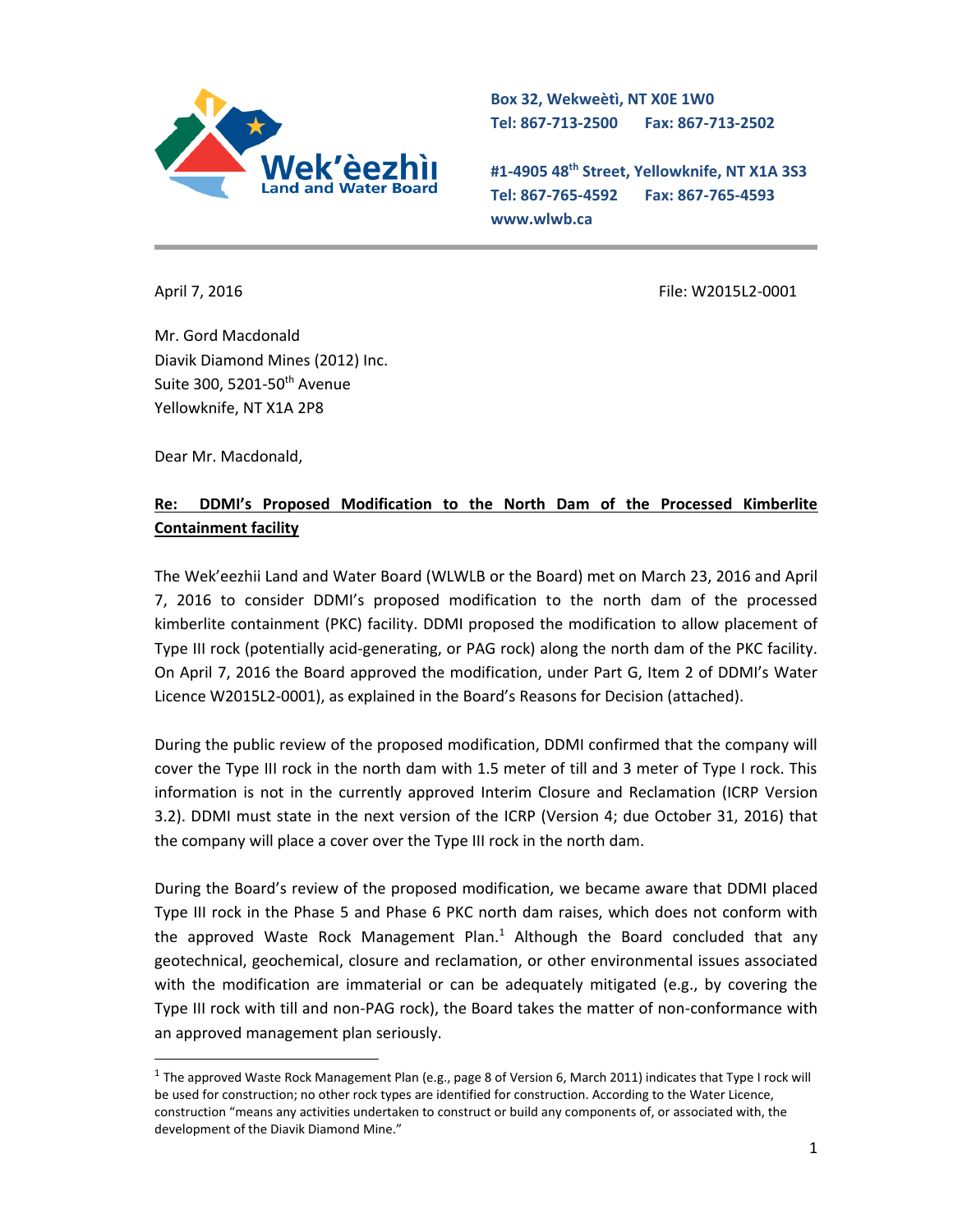Wek'èezhìı Land and Water Board

Box 32, Wekweètì, NT X0E 1W0
Tel: 867-713-2500 Fax: 867-713-2502

#1-4905 48th Street, Yellowknife, NT X1A 3S3
Tel: 867-765-4592 Fax: 867-765-4593
www.wlwb.ca

April 7, 2016

File: W2015L2-0001

Mr. Gord Macdonald
Diavik Diamond Mines (2012) Inc.
Suite 300, 5201-50th Avenue
Yellowknife, NT X1A 2P8

Dear Mr. Macdonald,

**Re: DDMI's Proposed Modification to the North Dam of the Processed Kimberlite Containment facility**

The Wek'eezhii Land and Water Board (WLWLB or the Board) met on March 23, 2016 and April 7, 2016 to consider DDMI's proposed modification to the north dam of the processed kimberlite containment (PKC) facility. DDMI proposed the modification to allow placement of Type III rock (potentially acid-generating, or PAG rock) along the north dam of the PKC facility. On April 7, 2016 the Board approved the modification, under Part G, Item 2 of DDMI's Water Licence W2015L2-0001), as explained in the Board's Reasons for Decision (attached).

During the public review of the proposed modification, DDMI confirmed that the company will cover the Type III rock in the north dam with 1.5 meter of till and 3 meter of Type I rock. This information is not in the currently approved Interim Closure and Reclamation (ICRP Version 3.2). DDMI must state in the next version of the ICRP (Version 4; due October 31, 2016) that the company will place a cover over the Type III rock in the north dam.

During the Board's review of the proposed modification, we became aware that DDMI placed Type III rock in the Phase 5 and Phase 6 PKC north dam raises, which does not conform with the approved Waste Rock Management Plan.[1] Although the Board concluded that any geotechnical, geochemical, closure and reclamation, or other environmental issues associated with the modification are immaterial or can be adequately mitigated (e.g., by covering the Type III rock with till and non-PAG rock), the Board takes the matter of non-conformance with an approved management plan seriously.

[1] The approved Waste Rock Management Plan (e.g., page 8 of Version 6, March 2011) indicates that Type I rock will be used for construction; no other rock types are identified for construction. According to the Water Licence, construction "means any activities undertaken to construct or build any components of, or associated with, the development of the Diavik Diamond Mine."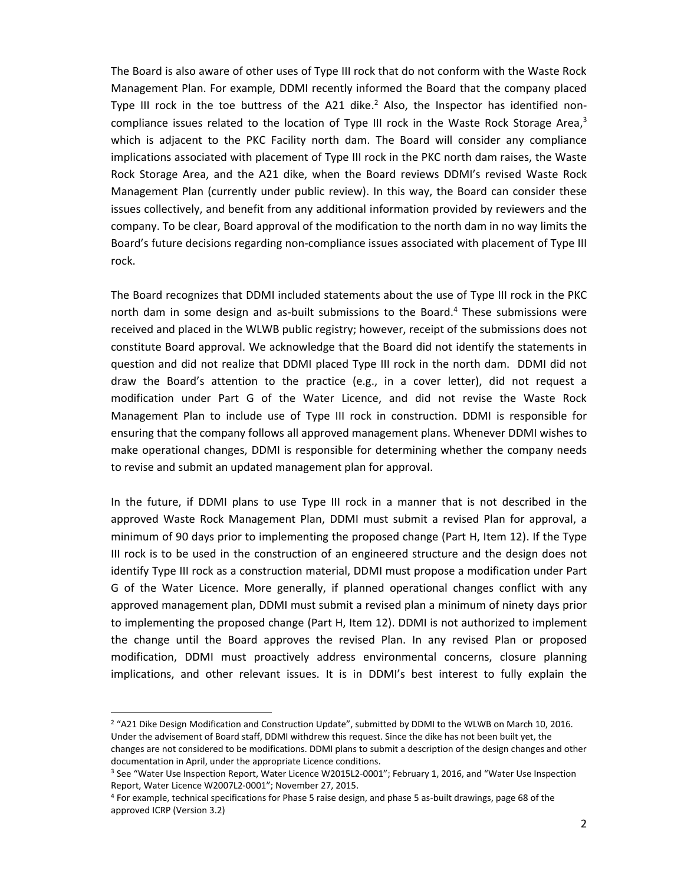The Board is also aware of other uses of Type III rock that do not conform with the Waste Rock Management Plan. For example, DDMI recently informed the Board that the company placed Type III rock in the toe buttress of the A21 dike.[2] Also, the Inspector has identified non-compliance issues related to the location of Type III rock in the Waste Rock Storage Area,[3] which is adjacent to the PKC Facility north dam. The Board will consider any compliance implications associated with placement of Type III rock in the PKC north dam raises, the Waste Rock Storage Area, and the A21 dike, when the Board reviews DDMI's revised Waste Rock Management Plan (currently under public review). In this way, the Board can consider these issues collectively, and benefit from any additional information provided by reviewers and the company. To be clear, Board approval of the modification to the north dam in no way limits the Board's future decisions regarding non-compliance issues associated with placement of Type III rock.

The Board recognizes that DDMI included statements about the use of Type III rock in the PKC north dam in some design and as-built submissions to the Board.[4] These submissions were received and placed in the WLWB public registry; however, receipt of the submissions does not constitute Board approval. We acknowledge that the Board did not identify the statements in question and did not realize that DDMI placed Type III rock in the north dam. DDMI did not draw the Board's attention to the practice (e.g., in a cover letter), did not request a modification under Part G of the Water Licence, and did not revise the Waste Rock Management Plan to include use of Type III rock in construction. DDMI is responsible for ensuring that the company follows all approved management plans. Whenever DDMI wishes to make operational changes, DDMI is responsible for determining whether the company needs to revise and submit an updated management plan for approval.

In the future, if DDMI plans to use Type III rock in a manner that is not described in the approved Waste Rock Management Plan, DDMI must submit a revised Plan for approval, a minimum of 90 days prior to implementing the proposed change (Part H, Item 12). If the Type III rock is to be used in the construction of an engineered structure and the design does not identify Type III rock as a construction material, DDMI must propose a modification under Part G of the Water Licence. More generally, if planned operational changes conflict with any approved management plan, DDMI must submit a revised plan a minimum of ninety days prior to implementing the proposed change (Part H, Item 12). DDMI is not authorized to implement the change until the Board approves the revised Plan. In any revised Plan or proposed modification, DDMI must proactively address environmental concerns, closure planning implications, and other relevant issues. It is in DDMI's best interest to fully explain the

---

[2] "A21 Dike Design Modification and Construction Update", submitted by DDMI to the WLWB on March 10, 2016. Under the advisement of Board staff, DDMI withdrew this request. Since the dike has not been built yet, the changes are not considered to be modifications. DDMI plans to submit a description of the design changes and other documentation in April, under the appropriate Licence conditions.

[3] See "Water Use Inspection Report, Water Licence W2015L2-0001"; February 1, 2016, and "Water Use Inspection Report, Water Licence W2007L2-0001"; November 27, 2015.

[4] For example, technical specifications for Phase 5 raise design, and phase 5 as-built drawings, page 68 of the approved ICRP (Version 3.2)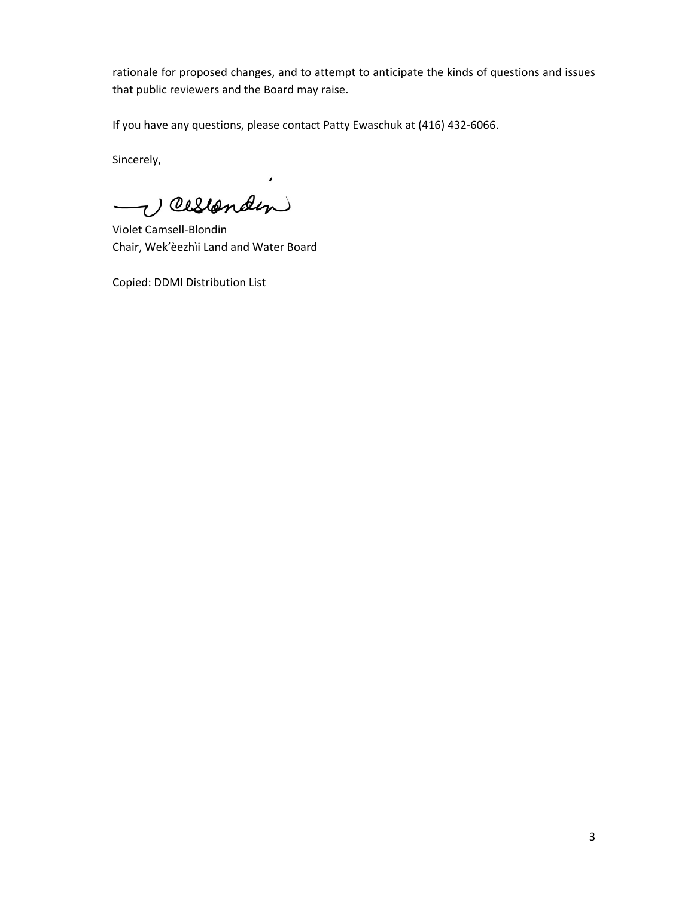rationale for proposed changes, and to attempt to anticipate the kinds of questions and issues that public reviewers and the Board may raise.

If you have any questions, please contact Patty Ewaschuk at (416) 432-6066.

Sincerely,

Violet Camsell-Blondin
Chair, Wek'èezhìi Land and Water Board

Copied: DDMI Distribution List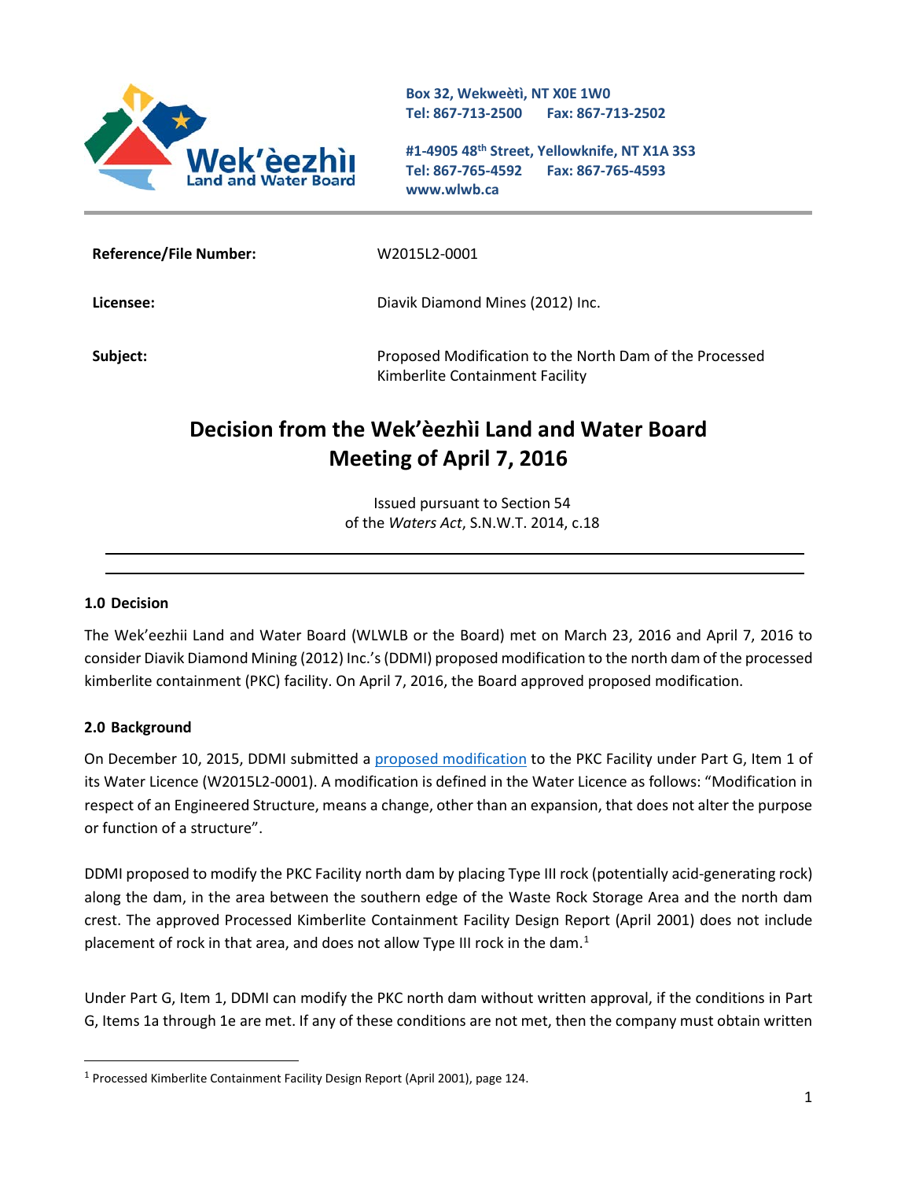Box 32, Wekweètì, NT X0E 1W0
Tel: 867-713-2500 Fax: 867-713-2502

#1-4905 48th Street, Yellowknife, NT X1A 3S3
Tel: 867-765-4592 Fax: 867-765-4593
www.wlwb.ca

| | |
|---|---|
| **Reference/File Number:** | W2015L2-0001 |
| **Licensee:** | Diavik Diamond Mines (2012) Inc. |
| **Subject:** | Proposed Modification to the North Dam of the Processed Kimberlite Containment Facility |

# Decision from the Wek'èezhìi Land and Water Board Meeting of April 7, 2016

Issued pursuant to Section 54 of the *Waters Act*, S.N.W.T. 2014, c.18

## 1.0 Decision

The Wek'eezhii Land and Water Board (WLWLB or the Board) met on March 23, 2016 and April 7, 2016 to consider Diavik Diamond Mining (2012) Inc.'s (DDMI) proposed modification to the north dam of the processed kimberlite containment (PKC) facility. On April 7, 2016, the Board approved proposed modification.

## 2.0 Background

On December 10, 2015, DDMI submitted a proposed modification to the PKC Facility under Part G, Item 1 of its Water Licence (W2015L2-0001). A modification is defined in the Water Licence as follows: "Modification in respect of an Engineered Structure, means a change, other than an expansion, that does not alter the purpose or function of a structure".

DDMI proposed to modify the PKC Facility north dam by placing Type III rock (potentially acid-generating rock) along the dam, in the area between the southern edge of the Waste Rock Storage Area and the north dam crest. The approved Processed Kimberlite Containment Facility Design Report (April 2001) does not include placement of rock in that area, and does not allow Type III rock in the dam.[1]

Under Part G, Item 1, DDMI can modify the PKC north dam without written approval, if the conditions in Part G, Items 1a through 1e are met. If any of these conditions are not met, then the company must obtain written

[1] Processed Kimberlite Containment Facility Design Report (April 2001), page 124.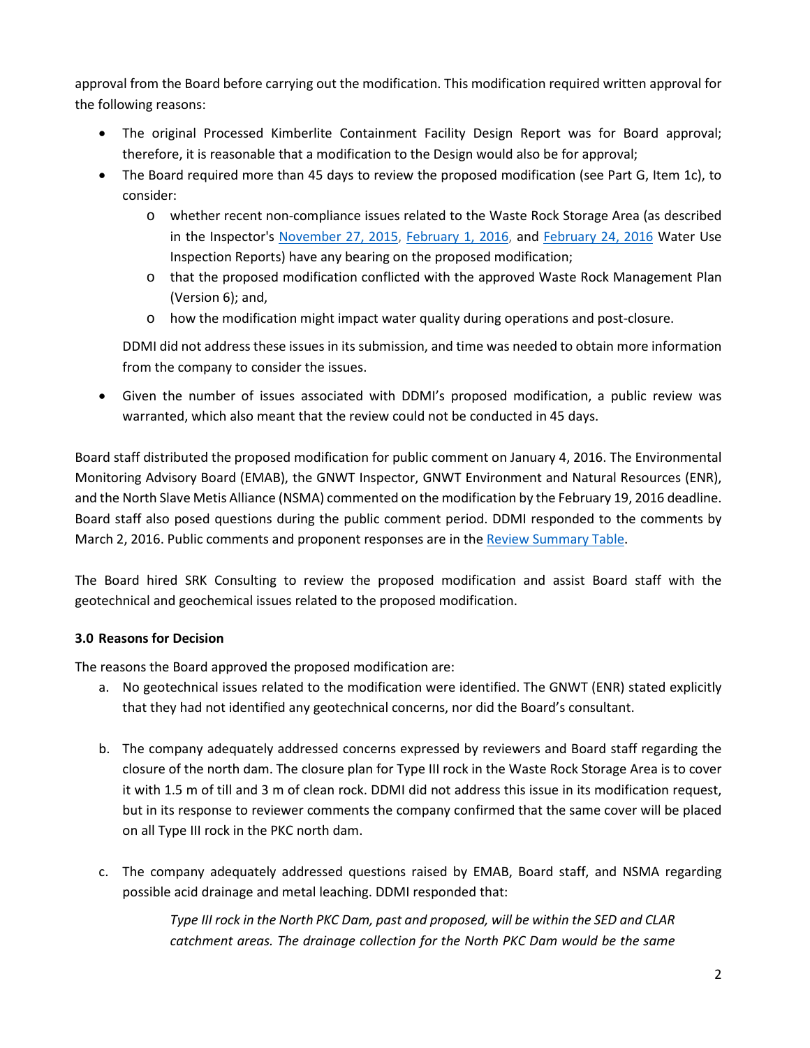approval from the Board before carrying out the modification. This modification required written approval for the following reasons:

- The original Processed Kimberlite Containment Facility Design Report was for Board approval; therefore, it is reasonable that a modification to the Design would also be for approval;
- The Board required more than 45 days to review the proposed modification (see Part G, Item 1c), to consider:
  - whether recent non-compliance issues related to the Waste Rock Storage Area (as described in the Inspector's [November 27, 2015](), [February 1, 2016](), and [February 24, 2016]() Water Use Inspection Reports) have any bearing on the proposed modification;
  - that the proposed modification conflicted with the approved Waste Rock Management Plan (Version 6); and,
  - how the modification might impact water quality during operations and post-closure.

  DDMI did not address these issues in its submission, and time was needed to obtain more information from the company to consider the issues.

- Given the number of issues associated with DDMI's proposed modification, a public review was warranted, which also meant that the review could not be conducted in 45 days.

Board staff distributed the proposed modification for public comment on January 4, 2016. The Environmental Monitoring Advisory Board (EMAB), the GNWT Inspector, GNWT Environment and Natural Resources (ENR), and the North Slave Metis Alliance (NSMA) commented on the modification by the February 19, 2016 deadline. Board staff also posed questions during the public comment period. DDMI responded to the comments by March 2, 2016. Public comments and proponent responses are in the [Review Summary Table]().

The Board hired SRK Consulting to review the proposed modification and assist Board staff with the geotechnical and geochemical issues related to the proposed modification.

### 3.0 Reasons for Decision

The reasons the Board approved the proposed modification are:

a. No geotechnical issues related to the modification were identified. The GNWT (ENR) stated explicitly that they had not identified any geotechnical concerns, nor did the Board's consultant.

b. The company adequately addressed concerns expressed by reviewers and Board staff regarding the closure of the north dam. The closure plan for Type III rock in the Waste Rock Storage Area is to cover it with 1.5 m of till and 3 m of clean rock. DDMI did not address this issue in its modification request, but in its response to reviewer comments the company confirmed that the same cover will be placed on all Type III rock in the PKC north dam.

c. The company adequately addressed questions raised by EMAB, Board staff, and NSMA regarding possible acid drainage and metal leaching. DDMI responded that:

> *Type III rock in the North PKC Dam, past and proposed, will be within the SED and CLAR catchment areas. The drainage collection for the North PKC Dam would be the same*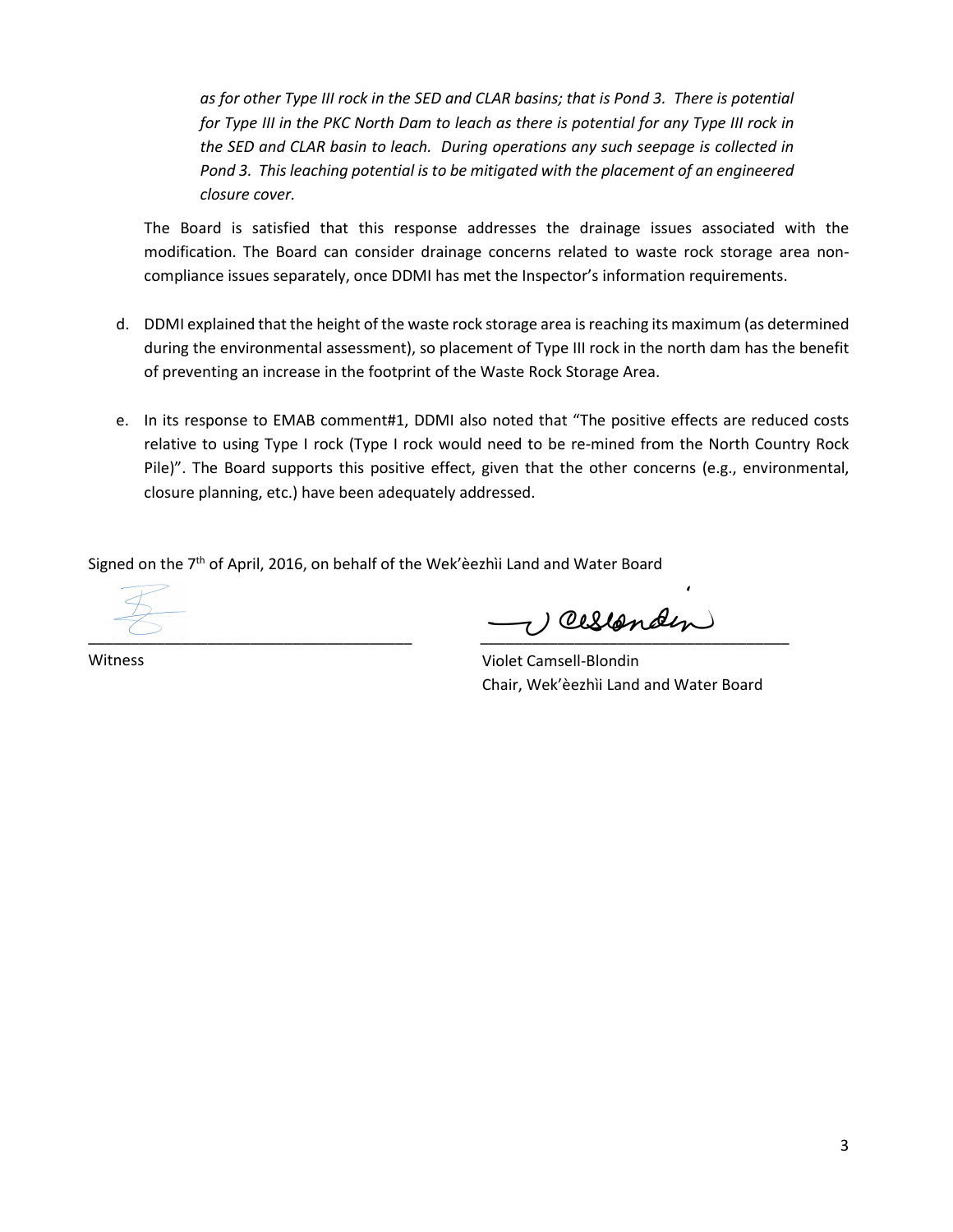*as for other Type III rock in the SED and CLAR basins; that is Pond 3. There is potential for Type III in the PKC North Dam to leach as there is potential for any Type III rock in the SED and CLAR basin to leach. During operations any such seepage is collected in Pond 3. This leaching potential is to be mitigated with the placement of an engineered closure cover.*

The Board is satisfied that this response addresses the drainage issues associated with the modification. The Board can consider drainage concerns related to waste rock storage area non-compliance issues separately, once DDMI has met the Inspector's information requirements.

d. DDMI explained that the height of the waste rock storage area is reaching its maximum (as determined during the environmental assessment), so placement of Type III rock in the north dam has the benefit of preventing an increase in the footprint of the Waste Rock Storage Area.

e. In its response to EMAB comment#1, DDMI also noted that "The positive effects are reduced costs relative to using Type I rock (Type I rock would need to be re-mined from the North Country Rock Pile)". The Board supports this positive effect, given that the other concerns (e.g., environmental, closure planning, etc.) have been adequately addressed.

Signed on the 7th of April, 2016, on behalf of the Wek'èezhìi Land and Water Board

_______________________________________ _______________________________________

Witness

Violet Camsell-Blondin
Chair, Wek'èezhìi Land and Water Board